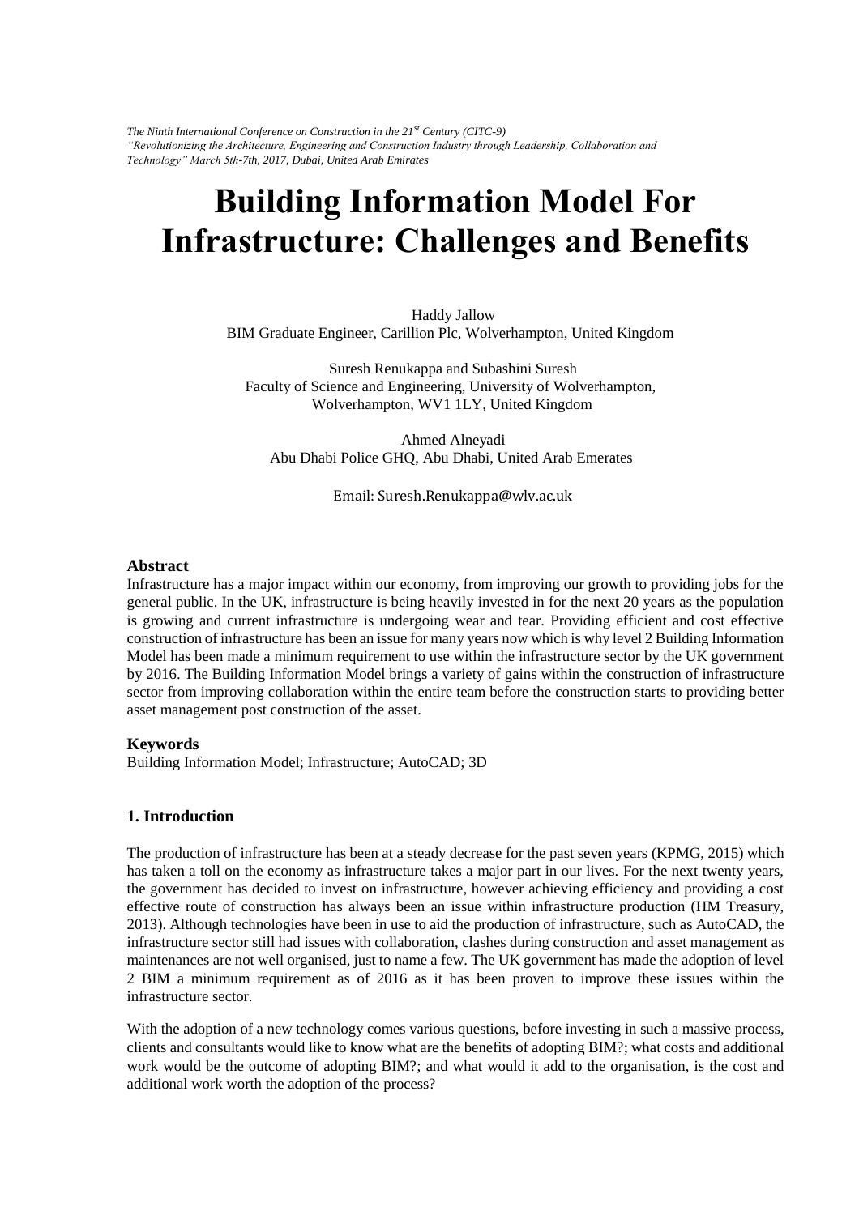*The Ninth International Conference on Construction in the 21st Century (CITC-9)*
*"Revolutionizing the Architecture, Engineering and Construction Industry through Leadership, Collaboration and Technology" March 5th-7th, 2017, Dubai, United Arab Emirates*

# Building Information Model For Infrastructure: Challenges and Benefits

Haddy Jallow
BIM Graduate Engineer, Carillion Plc, Wolverhampton, United Kingdom

Suresh Renukappa and Subashini Suresh
Faculty of Science and Engineering, University of Wolverhampton, Wolverhampton, WV1 1LY, United Kingdom

Ahmed Alneyadi
Abu Dhabi Police GHQ, Abu Dhabi, United Arab Emerates

Email: Suresh.Renukappa@wlv.ac.uk

## Abstract

Infrastructure has a major impact within our economy, from improving our growth to providing jobs for the general public. In the UK, infrastructure is being heavily invested in for the next 20 years as the population is growing and current infrastructure is undergoing wear and tear. Providing efficient and cost effective construction of infrastructure has been an issue for many years now which is why level 2 Building Information Model has been made a minimum requirement to use within the infrastructure sector by the UK government by 2016. The Building Information Model brings a variety of gains within the construction of infrastructure sector from improving collaboration within the entire team before the construction starts to providing better asset management post construction of the asset.

## Keywords

Building Information Model; Infrastructure; AutoCAD; 3D

## 1. Introduction

The production of infrastructure has been at a steady decrease for the past seven years (KPMG, 2015) which has taken a toll on the economy as infrastructure takes a major part in our lives. For the next twenty years, the government has decided to invest on infrastructure, however achieving efficiency and providing a cost effective route of construction has always been an issue within infrastructure production (HM Treasury, 2013). Although technologies have been in use to aid the production of infrastructure, such as AutoCAD, the infrastructure sector still had issues with collaboration, clashes during construction and asset management as maintenances are not well organised, just to name a few. The UK government has made the adoption of level 2 BIM a minimum requirement as of 2016 as it has been proven to improve these issues within the infrastructure sector.

With the adoption of a new technology comes various questions, before investing in such a massive process, clients and consultants would like to know what are the benefits of adopting BIM?; what costs and additional work would be the outcome of adopting BIM?; and what would it add to the organisation, is the cost and additional work worth the adoption of the process?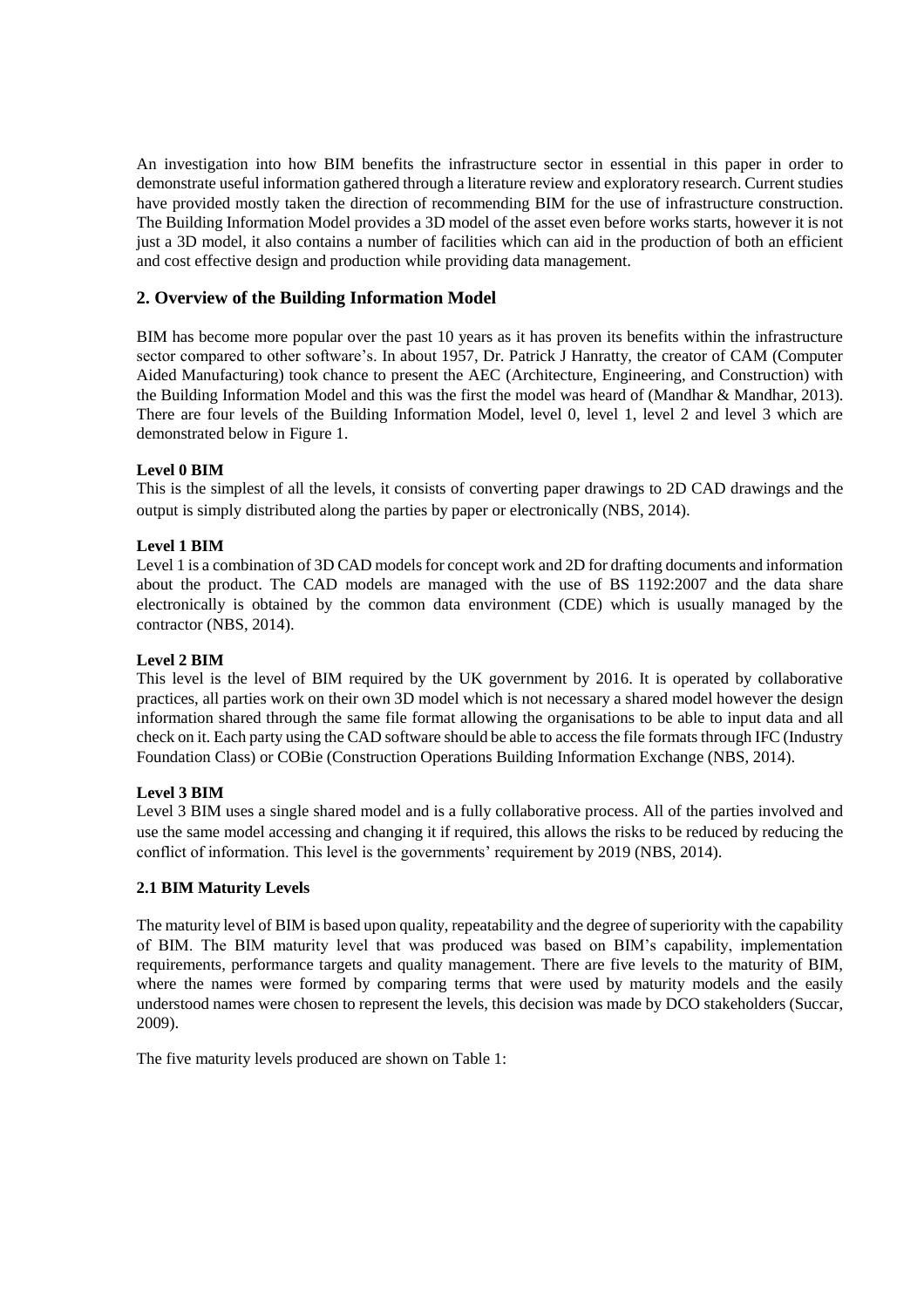An investigation into how BIM benefits the infrastructure sector in essential in this paper in order to demonstrate useful information gathered through a literature review and exploratory research. Current studies have provided mostly taken the direction of recommending BIM for the use of infrastructure construction. The Building Information Model provides a 3D model of the asset even before works starts, however it is not just a 3D model, it also contains a number of facilities which can aid in the production of both an efficient and cost effective design and production while providing data management.

## 2. Overview of the Building Information Model

BIM has become more popular over the past 10 years as it has proven its benefits within the infrastructure sector compared to other software's. In about 1957, Dr. Patrick J Hanratty, the creator of CAM (Computer Aided Manufacturing) took chance to present the AEC (Architecture, Engineering, and Construction) with the Building Information Model and this was the first the model was heard of (Mandhar & Mandhar, 2013). There are four levels of the Building Information Model, level 0, level 1, level 2 and level 3 which are demonstrated below in Figure 1.

**Level 0 BIM**

This is the simplest of all the levels, it consists of converting paper drawings to 2D CAD drawings and the output is simply distributed along the parties by paper or electronically (NBS, 2014).

**Level 1 BIM**

Level 1 is a combination of 3D CAD models for concept work and 2D for drafting documents and information about the product. The CAD models are managed with the use of BS 1192:2007 and the data share electronically is obtained by the common data environment (CDE) which is usually managed by the contractor (NBS, 2014).

**Level 2 BIM**

This level is the level of BIM required by the UK government by 2016. It is operated by collaborative practices, all parties work on their own 3D model which is not necessary a shared model however the design information shared through the same file format allowing the organisations to be able to input data and all check on it. Each party using the CAD software should be able to access the file formats through IFC (Industry Foundation Class) or COBie (Construction Operations Building Information Exchange (NBS, 2014).

**Level 3 BIM**

Level 3 BIM uses a single shared model and is a fully collaborative process. All of the parties involved and use the same model accessing and changing it if required, this allows the risks to be reduced by reducing the conflict of information. This level is the governments' requirement by 2019 (NBS, 2014).

### 2.1 BIM Maturity Levels

The maturity level of BIM is based upon quality, repeatability and the degree of superiority with the capability of BIM. The BIM maturity level that was produced was based on BIM's capability, implementation requirements, performance targets and quality management. There are five levels to the maturity of BIM, where the names were formed by comparing terms that were used by maturity models and the easily understood names were chosen to represent the levels, this decision was made by DCO stakeholders (Succar, 2009).

The five maturity levels produced are shown on Table 1: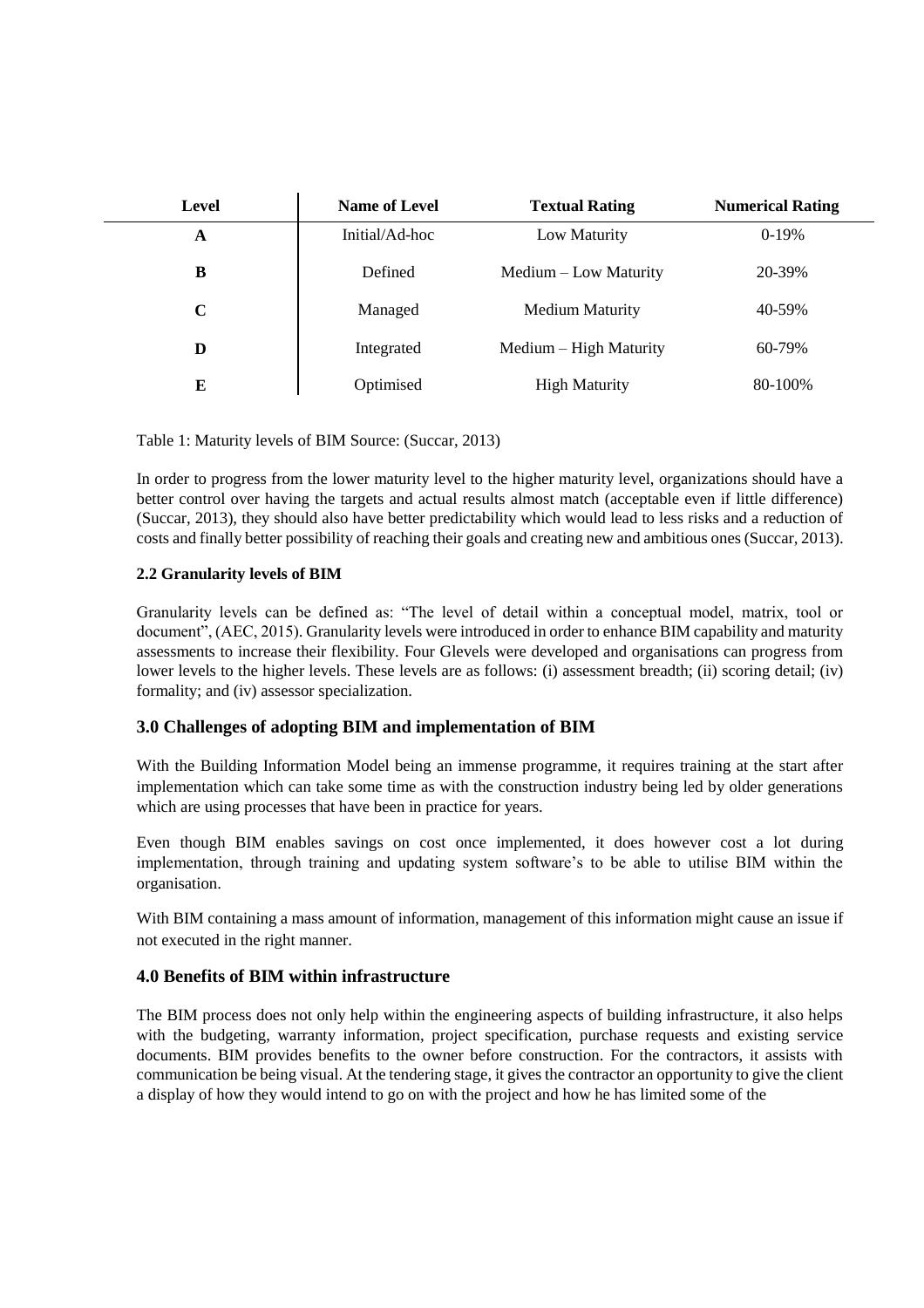| Level | Name of Level | Textual Rating | Numerical Rating |
|---|---|---|---|
| **A** | Initial/Ad-hoc | Low Maturity | 0-19% |
| **B** | Defined | Medium – Low Maturity | 20-39% |
| **C** | Managed | Medium Maturity | 40-59% |
| **D** | Integrated | Medium – High Maturity | 60-79% |
| **E** | Optimised | High Maturity | 80-100% |

Table 1: Maturity levels of BIM Source: (Succar, 2013)

In order to progress from the lower maturity level to the higher maturity level, organizations should have a better control over having the targets and actual results almost match (acceptable even if little difference) (Succar, 2013), they should also have better predictability which would lead to less risks and a reduction of costs and finally better possibility of reaching their goals and creating new and ambitious ones (Succar, 2013).

### 2.2 Granularity levels of BIM

Granularity levels can be defined as: "The level of detail within a conceptual model, matrix, tool or document", (AEC, 2015). Granularity levels were introduced in order to enhance BIM capability and maturity assessments to increase their flexibility. Four Glevels were developed and organisations can progress from lower levels to the higher levels. These levels are as follows: (i) assessment breadth; (ii) scoring detail; (iv) formality; and (iv) assessor specialization.

## 3.0 Challenges of adopting BIM and implementation of BIM

With the Building Information Model being an immense programme, it requires training at the start after implementation which can take some time as with the construction industry being led by older generations which are using processes that have been in practice for years.

Even though BIM enables savings on cost once implemented, it does however cost a lot during implementation, through training and updating system software's to be able to utilise BIM within the organisation.

With BIM containing a mass amount of information, management of this information might cause an issue if not executed in the right manner.

## 4.0 Benefits of BIM within infrastructure

The BIM process does not only help within the engineering aspects of building infrastructure, it also helps with the budgeting, warranty information, project specification, purchase requests and existing service documents. BIM provides benefits to the owner before construction. For the contractors, it assists with communication be being visual. At the tendering stage, it gives the contractor an opportunity to give the client a display of how they would intend to go on with the project and how he has limited some of the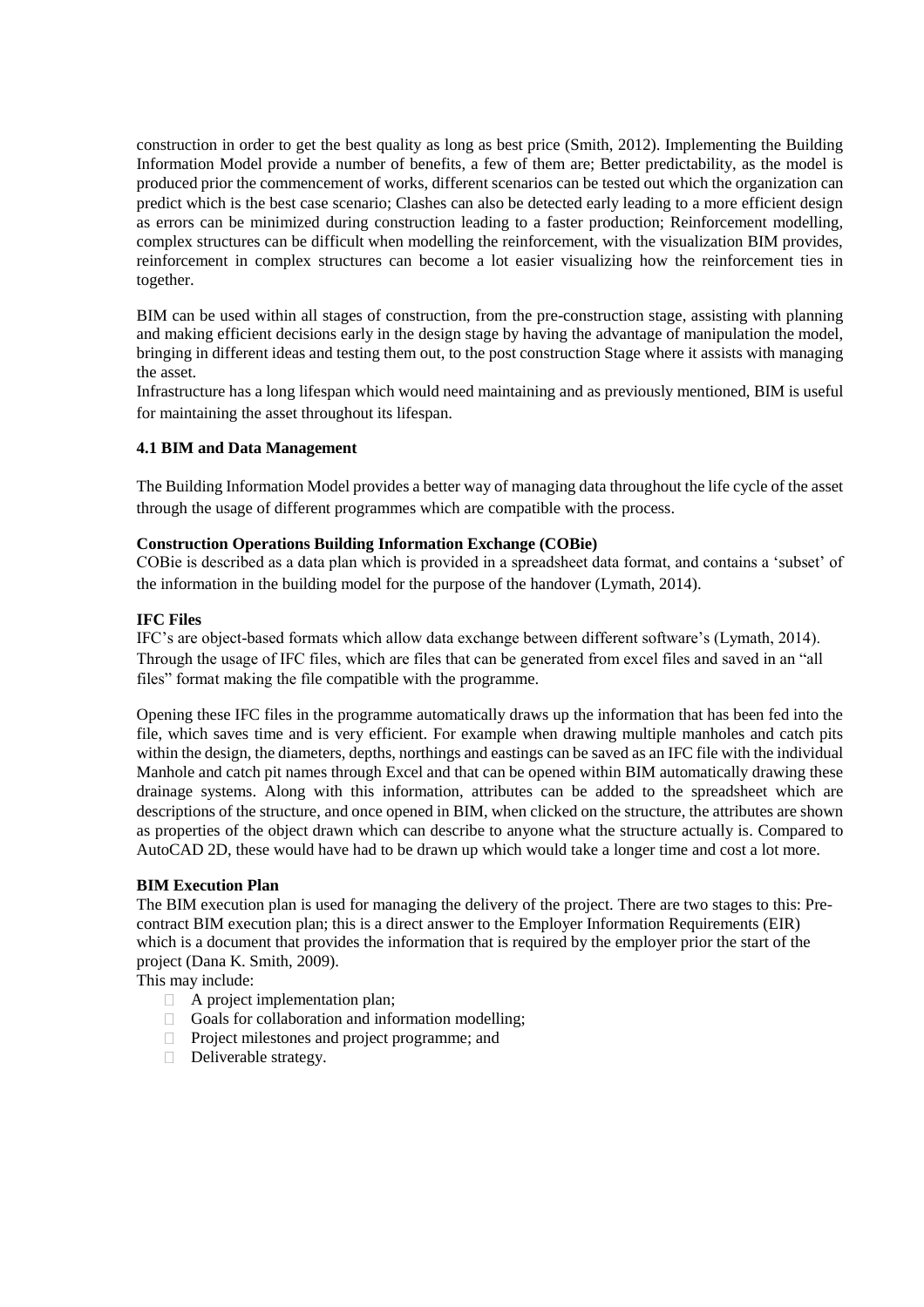construction in order to get the best quality as long as best price (Smith, 2012). Implementing the Building Information Model provide a number of benefits, a few of them are; Better predictability, as the model is produced prior the commencement of works, different scenarios can be tested out which the organization can predict which is the best case scenario; Clashes can also be detected early leading to a more efficient design as errors can be minimized during construction leading to a faster production; Reinforcement modelling, complex structures can be difficult when modelling the reinforcement, with the visualization BIM provides, reinforcement in complex structures can become a lot easier visualizing how the reinforcement ties in together.

BIM can be used within all stages of construction, from the pre-construction stage, assisting with planning and making efficient decisions early in the design stage by having the advantage of manipulation the model, bringing in different ideas and testing them out, to the post construction Stage where it assists with managing the asset.

Infrastructure has a long lifespan which would need maintaining and as previously mentioned, BIM is useful for maintaining the asset throughout its lifespan.

### 4.1 BIM and Data Management

The Building Information Model provides a better way of managing data throughout the life cycle of the asset through the usage of different programmes which are compatible with the process.

**Construction Operations Building Information Exchange (COBie)**

COBie is described as a data plan which is provided in a spreadsheet data format, and contains a 'subset' of the information in the building model for the purpose of the handover (Lymath, 2014).

**IFC Files**

IFC's are object-based formats which allow data exchange between different software's (Lymath, 2014). Through the usage of IFC files, which are files that can be generated from excel files and saved in an "all files" format making the file compatible with the programme.

Opening these IFC files in the programme automatically draws up the information that has been fed into the file, which saves time and is very efficient. For example when drawing multiple manholes and catch pits within the design, the diameters, depths, northings and eastings can be saved as an IFC file with the individual Manhole and catch pit names through Excel and that can be opened within BIM automatically drawing these drainage systems. Along with this information, attributes can be added to the spreadsheet which are descriptions of the structure, and once opened in BIM, when clicked on the structure, the attributes are shown as properties of the object drawn which can describe to anyone what the structure actually is. Compared to AutoCAD 2D, these would have had to be drawn up which would take a longer time and cost a lot more.

**BIM Execution Plan**

The BIM execution plan is used for managing the delivery of the project. There are two stages to this: Pre-contract BIM execution plan; this is a direct answer to the Employer Information Requirements (EIR) which is a document that provides the information that is required by the employer prior the start of the project (Dana K. Smith, 2009).

This may include:

- A project implementation plan;
- Goals for collaboration and information modelling;
- Project milestones and project programme; and
- Deliverable strategy.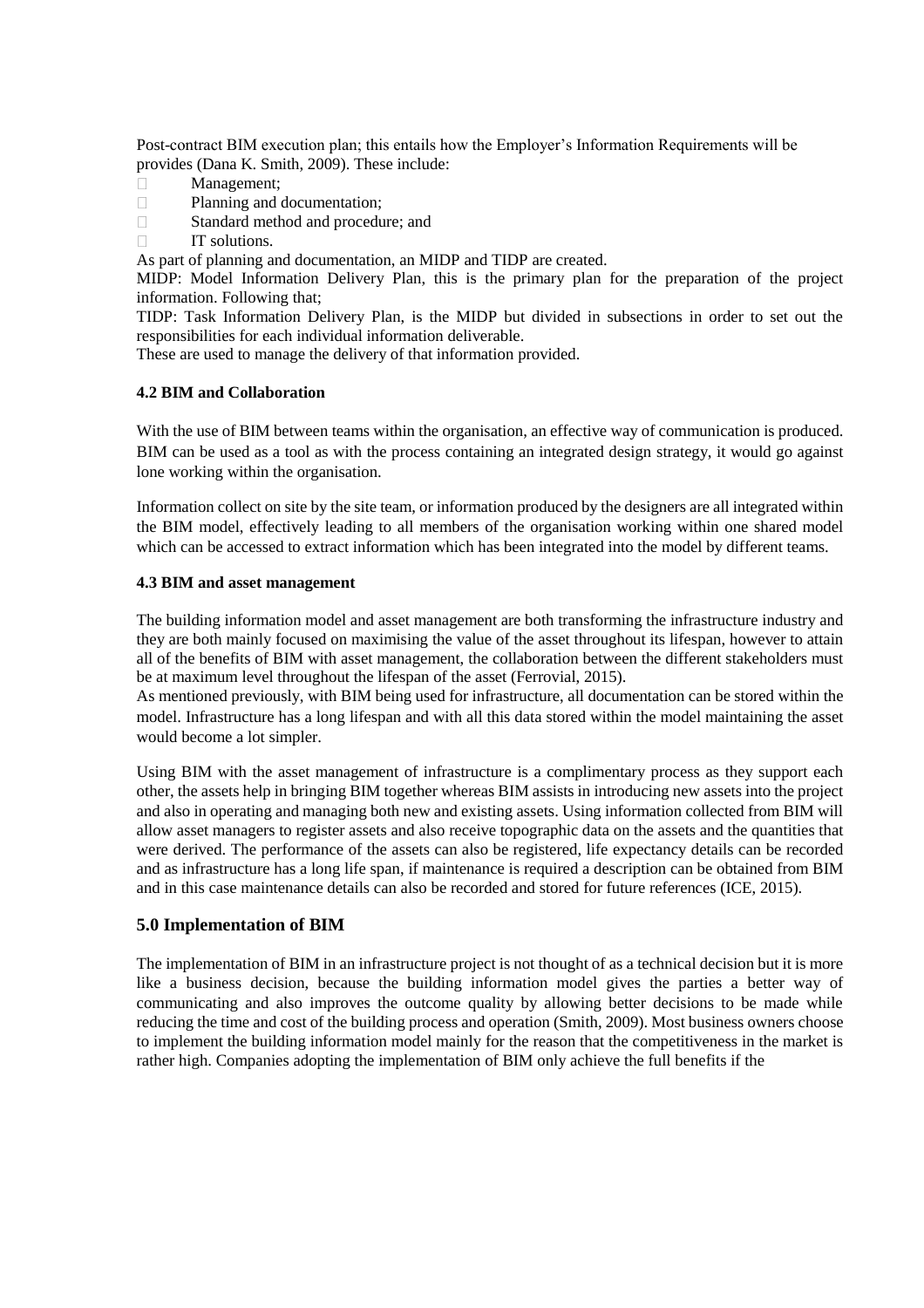Post-contract BIM execution plan; this entails how the Employer's Information Requirements will be provides (Dana K. Smith, 2009). These include:

- Management;
- Planning and documentation;
- Standard method and procedure; and
- IT solutions.

As part of planning and documentation, an MIDP and TIDP are created.

MIDP: Model Information Delivery Plan, this is the primary plan for the preparation of the project information. Following that;

TIDP: Task Information Delivery Plan, is the MIDP but divided in subsections in order to set out the responsibilities for each individual information deliverable.

These are used to manage the delivery of that information provided.

### 4.2 BIM and Collaboration

With the use of BIM between teams within the organisation, an effective way of communication is produced. BIM can be used as a tool as with the process containing an integrated design strategy, it would go against lone working within the organisation.

Information collect on site by the site team, or information produced by the designers are all integrated within the BIM model, effectively leading to all members of the organisation working within one shared model which can be accessed to extract information which has been integrated into the model by different teams.

### 4.3 BIM and asset management

The building information model and asset management are both transforming the infrastructure industry and they are both mainly focused on maximising the value of the asset throughout its lifespan, however to attain all of the benefits of BIM with asset management, the collaboration between the different stakeholders must be at maximum level throughout the lifespan of the asset (Ferrovial, 2015).

As mentioned previously, with BIM being used for infrastructure, all documentation can be stored within the model. Infrastructure has a long lifespan and with all this data stored within the model maintaining the asset would become a lot simpler.

Using BIM with the asset management of infrastructure is a complimentary process as they support each other, the assets help in bringing BIM together whereas BIM assists in introducing new assets into the project and also in operating and managing both new and existing assets. Using information collected from BIM will allow asset managers to register assets and also receive topographic data on the assets and the quantities that were derived. The performance of the assets can also be registered, life expectancy details can be recorded and as infrastructure has a long life span, if maintenance is required a description can be obtained from BIM and in this case maintenance details can also be recorded and stored for future references (ICE, 2015).

## 5.0 Implementation of BIM

The implementation of BIM in an infrastructure project is not thought of as a technical decision but it is more like a business decision, because the building information model gives the parties a better way of communicating and also improves the outcome quality by allowing better decisions to be made while reducing the time and cost of the building process and operation (Smith, 2009). Most business owners choose to implement the building information model mainly for the reason that the competitiveness in the market is rather high. Companies adopting the implementation of BIM only achieve the full benefits if the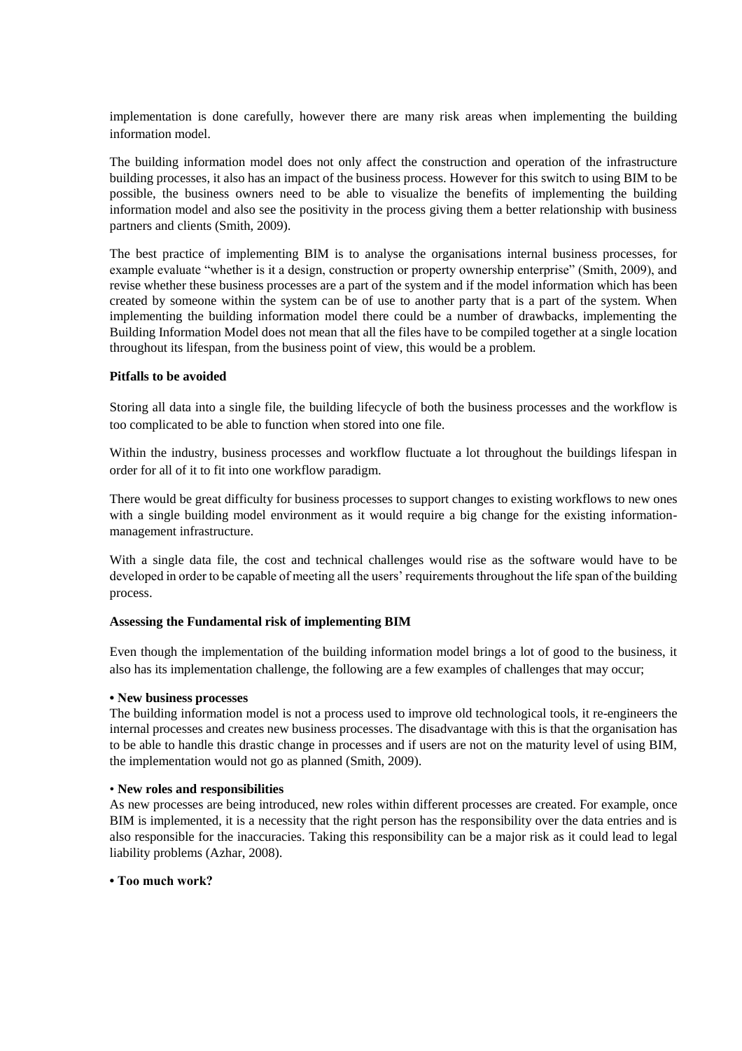implementation is done carefully, however there are many risk areas when implementing the building information model.

The building information model does not only affect the construction and operation of the infrastructure building processes, it also has an impact of the business process. However for this switch to using BIM to be possible, the business owners need to be able to visualize the benefits of implementing the building information model and also see the positivity in the process giving them a better relationship with business partners and clients (Smith, 2009).

The best practice of implementing BIM is to analyse the organisations internal business processes, for example evaluate "whether is it a design, construction or property ownership enterprise" (Smith, 2009), and revise whether these business processes are a part of the system and if the model information which has been created by someone within the system can be of use to another party that is a part of the system. When implementing the building information model there could be a number of drawbacks, implementing the Building Information Model does not mean that all the files have to be compiled together at a single location throughout its lifespan, from the business point of view, this would be a problem.

**Pitfalls to be avoided**

Storing all data into a single file, the building lifecycle of both the business processes and the workflow is too complicated to be able to function when stored into one file.

Within the industry, business processes and workflow fluctuate a lot throughout the buildings lifespan in order for all of it to fit into one workflow paradigm.

There would be great difficulty for business processes to support changes to existing workflows to new ones with a single building model environment as it would require a big change for the existing information-management infrastructure.

With a single data file, the cost and technical challenges would rise as the software would have to be developed in order to be capable of meeting all the users' requirements throughout the life span of the building process.

**Assessing the Fundamental risk of implementing BIM**

Even though the implementation of the building information model brings a lot of good to the business, it also has its implementation challenge, the following are a few examples of challenges that may occur;

**• New business processes**
The building information model is not a process used to improve old technological tools, it re-engineers the internal processes and creates new business processes. The disadvantage with this is that the organisation has to be able to handle this drastic change in processes and if users are not on the maturity level of using BIM, the implementation would not go as planned (Smith, 2009).

• **New roles and responsibilities**
As new processes are being introduced, new roles within different processes are created. For example, once BIM is implemented, it is a necessity that the right person has the responsibility over the data entries and is also responsible for the inaccuracies. Taking this responsibility can be a major risk as it could lead to legal liability problems (Azhar, 2008).

**• Too much work?**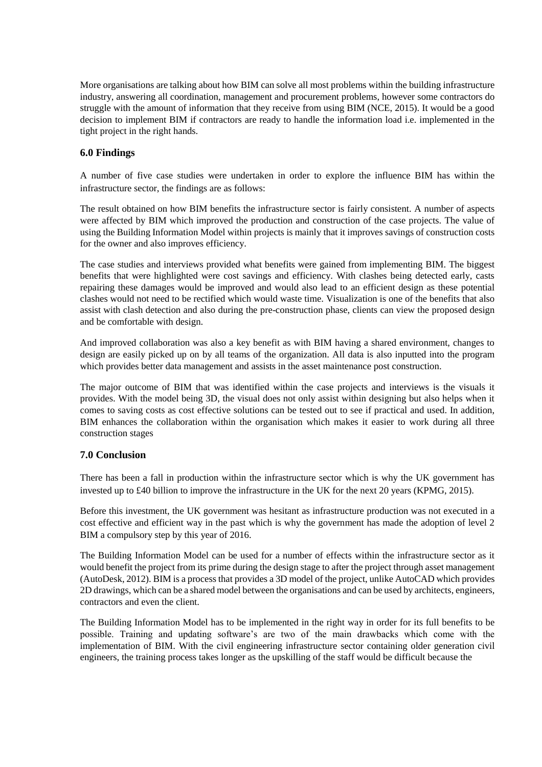More organisations are talking about how BIM can solve all most problems within the building infrastructure industry, answering all coordination, management and procurement problems, however some contractors do struggle with the amount of information that they receive from using BIM (NCE, 2015). It would be a good decision to implement BIM if contractors are ready to handle the information load i.e. implemented in the tight project in the right hands.

## 6.0 Findings

A number of five case studies were undertaken in order to explore the influence BIM has within the infrastructure sector, the findings are as follows:

The result obtained on how BIM benefits the infrastructure sector is fairly consistent. A number of aspects were affected by BIM which improved the production and construction of the case projects. The value of using the Building Information Model within projects is mainly that it improves savings of construction costs for the owner and also improves efficiency.

The case studies and interviews provided what benefits were gained from implementing BIM. The biggest benefits that were highlighted were cost savings and efficiency. With clashes being detected early, casts repairing these damages would be improved and would also lead to an efficient design as these potential clashes would not need to be rectified which would waste time. Visualization is one of the benefits that also assist with clash detection and also during the pre-construction phase, clients can view the proposed design and be comfortable with design.

And improved collaboration was also a key benefit as with BIM having a shared environment, changes to design are easily picked up on by all teams of the organization. All data is also inputted into the program which provides better data management and assists in the asset maintenance post construction.

The major outcome of BIM that was identified within the case projects and interviews is the visuals it provides. With the model being 3D, the visual does not only assist within designing but also helps when it comes to saving costs as cost effective solutions can be tested out to see if practical and used. In addition, BIM enhances the collaboration within the organisation which makes it easier to work during all three construction stages

## 7.0 Conclusion

There has been a fall in production within the infrastructure sector which is why the UK government has invested up to £40 billion to improve the infrastructure in the UK for the next 20 years (KPMG, 2015).

Before this investment, the UK government was hesitant as infrastructure production was not executed in a cost effective and efficient way in the past which is why the government has made the adoption of level 2 BIM a compulsory step by this year of 2016.

The Building Information Model can be used for a number of effects within the infrastructure sector as it would benefit the project from its prime during the design stage to after the project through asset management (AutoDesk, 2012). BIM is a process that provides a 3D model of the project, unlike AutoCAD which provides 2D drawings, which can be a shared model between the organisations and can be used by architects, engineers, contractors and even the client.

The Building Information Model has to be implemented in the right way in order for its full benefits to be possible. Training and updating software's are two of the main drawbacks which come with the implementation of BIM. With the civil engineering infrastructure sector containing older generation civil engineers, the training process takes longer as the upskilling of the staff would be difficult because the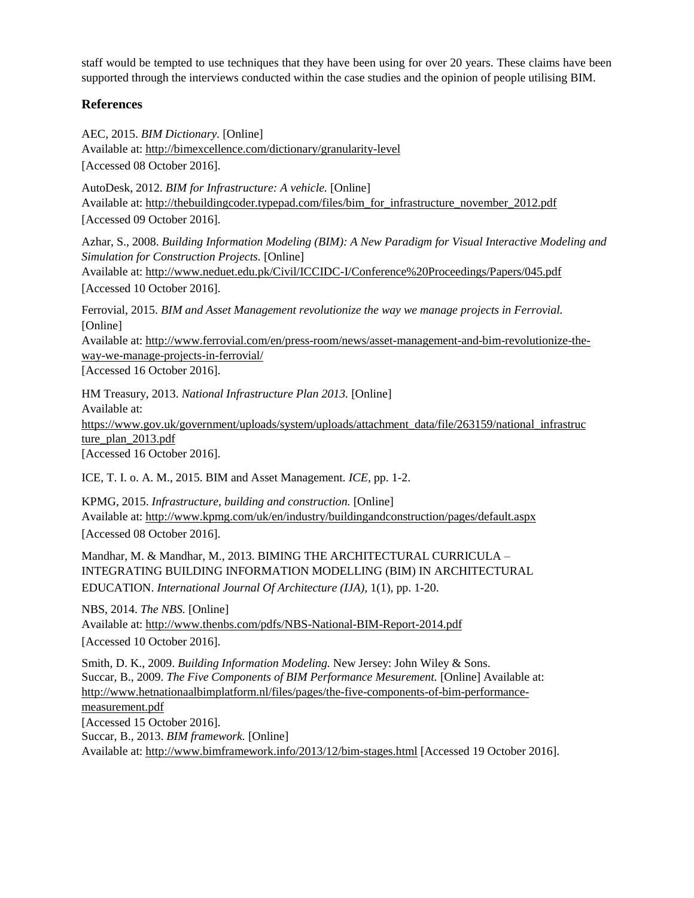staff would be tempted to use techniques that they have been using for over 20 years. These claims have been supported through the interviews conducted within the case studies and the opinion of people utilising BIM.

## References

AEC, 2015. *BIM Dictionary.* [Online]
Available at: http://bimexcellence.com/dictionary/granularity-level
[Accessed 08 October 2016].

AutoDesk, 2012. *BIM for Infrastructure: A vehicle.* [Online]
Available at: http://thebuildingcoder.typepad.com/files/bim_for_infrastructure_november_2012.pdf
[Accessed 09 October 2016].

Azhar, S., 2008. *Building Information Modeling (BIM): A New Paradigm for Visual Interactive Modeling and Simulation for Construction Projects.* [Online]
Available at: http://www.neduet.edu.pk/Civil/ICCIDC-I/Conference%20Proceedings/Papers/045.pdf
[Accessed 10 October 2016].

Ferrovial, 2015. *BIM and Asset Management revolutionize the way we manage projects in Ferrovial.* [Online]
Available at: http://www.ferrovial.com/en/press-room/news/asset-management-and-bim-revolutionize-the-way-we-manage-projects-in-ferrovial/
[Accessed 16 October 2016].

HM Treasury, 2013. *National Infrastructure Plan 2013.* [Online]
Available at:
https://www.gov.uk/government/uploads/system/uploads/attachment_data/file/263159/national_infrastructure_plan_2013.pdf
[Accessed 16 October 2016].

ICE, T. I. o. A. M., 2015. BIM and Asset Management. *ICE,* pp. 1-2.

KPMG, 2015. *Infrastructure, building and construction.* [Online]
Available at: http://www.kpmg.com/uk/en/industry/buildingandconstruction/pages/default.aspx
[Accessed 08 October 2016].

Mandhar, M. & Mandhar, M., 2013. BIMING THE ARCHITECTURAL CURRICULA – INTEGRATING BUILDING INFORMATION MODELLING (BIM) IN ARCHITECTURAL EDUCATION. *International Journal Of Architecture (IJA),* 1(1), pp. 1-20.

NBS, 2014. *The NBS.* [Online]
Available at: http://www.thenbs.com/pdfs/NBS-National-BIM-Report-2014.pdf
[Accessed 10 October 2016].

Smith, D. K., 2009. *Building Information Modeling.* New Jersey: John Wiley & Sons.
Succar, B., 2009. *The Five Components of BIM Performance Mesurement.* [Online] Available at: http://www.hetnationaalbimplatform.nl/files/pages/the-five-components-of-bim-performance-measurement.pdf
[Accessed 15 October 2016].
Succar, B., 2013. *BIM framework.* [Online]
Available at: http://www.bimframework.info/2013/12/bim-stages.html [Accessed 19 October 2016].